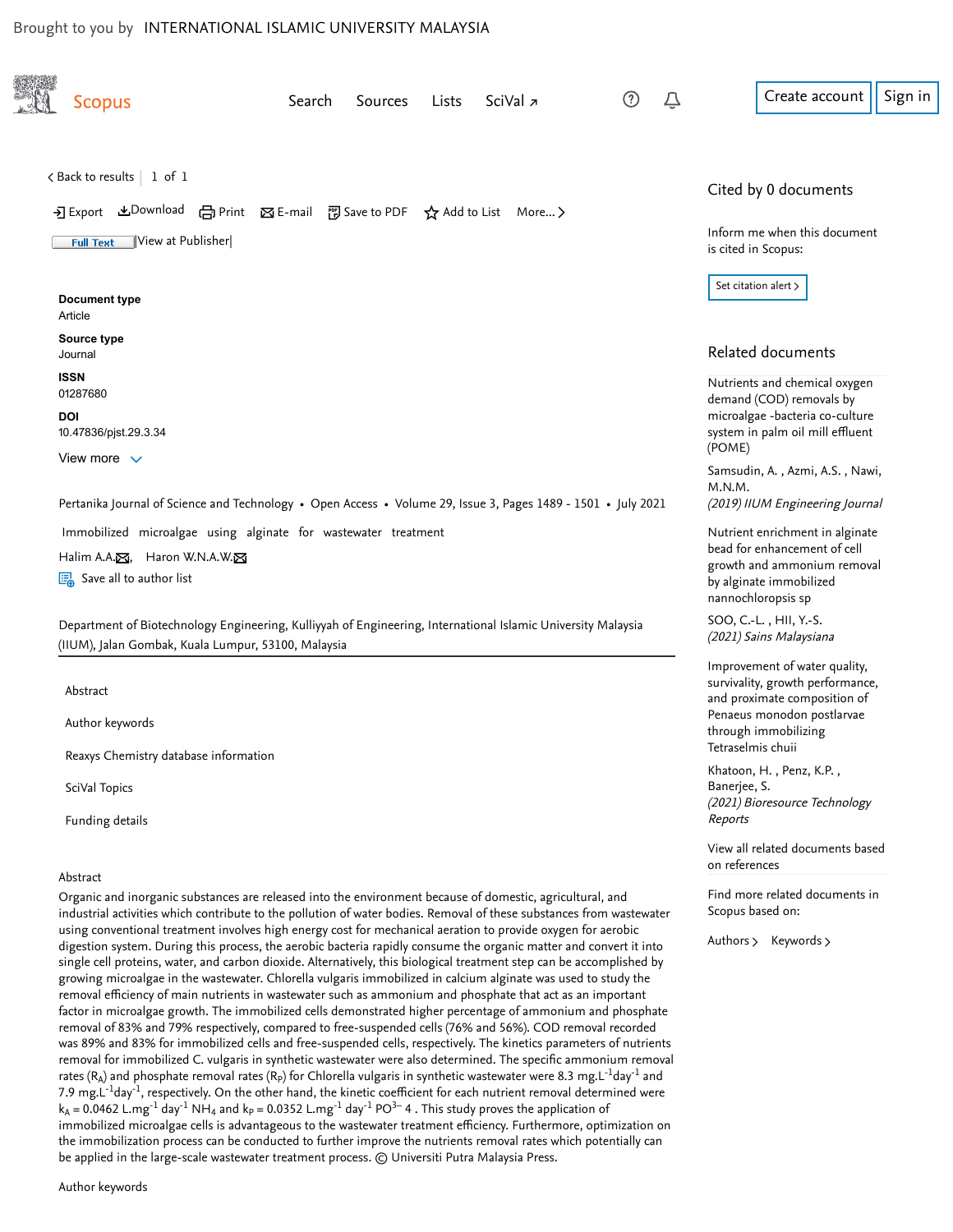Brought to you by INTERNATIONAL ISLAMIC UNIVERSITY MALAYSIA

Scopus

Search Sources Lists SciVal ↗

Create account Sign in

< Back to results | 1 of 1

Export Download Print E-mail Save to PDF Add to List More... >

Full Text | View at Publisher |

**Document type**
Article

**Source type**
Journal

**ISSN**
01287680

**DOI**
10.47836/pjst.29.3.34

View more

Pertanika Journal of Science and Technology • Open Access • Volume 29, Issue 3, Pages 1489 - 1501 • July 2021

# Immobilized microalgae using alginate for wastewater treatment

Halim A.A., Haron W.N.A.W.

Save all to author list

Department of Biotechnology Engineering, Kulliyyah of Engineering, International Islamic University Malaysia (IIUM), Jalan Gombak, Kuala Lumpur, 53100, Malaysia

Abstract

Author keywords

Reaxys Chemistry database information

SciVal Topics

Funding details

## Abstract

Organic and inorganic substances are released into the environment because of domestic, agricultural, and industrial activities which contribute to the pollution of water bodies. Removal of these substances from wastewater using conventional treatment involves high energy cost for mechanical aeration to provide oxygen for aerobic digestion system. During this process, the aerobic bacteria rapidly consume the organic matter and convert it into single cell proteins, water, and carbon dioxide. Alternatively, this biological treatment step can be accomplished by growing microalgae in the wastewater. Chlorella vulgaris immobilized in calcium alginate was used to study the removal efficiency of main nutrients in wastewater such as ammonium and phosphate that act as an important factor in microalgae growth. The immobilized cells demonstrated higher percentage of ammonium and phosphate removal of 83% and 79% respectively, compared to free-suspended cells (76% and 56%). COD removal recorded was 89% and 83% for immobilized cells and free-suspended cells, respectively. The kinetics parameters of nutrients removal for immobilized C. vulgaris in synthetic wastewater were also determined. The specific ammonium removal rates ($R_A$) and phosphate removal rates ($R_P$) for Chlorella vulgaris in synthetic wastewater were 8.3 $mg.L^{-1}day^{-1}$ and 7.9 $mg.L^{-1}day^{-1}$, respectively. On the other hand, the kinetic coefficient for each nutrient removal determined were $k_A$ = 0.0462 $L.mg^{-1}$ $day^{-1}$ $NH_4$ and $k_P$ = 0.0352 $L.mg^{-1}$ $day^{-1}$ $PO^{3-}$ 4 . This study proves the application of immobilized microalgae cells is advantageous to the wastewater treatment efficiency. Furthermore, optimization on the immobilization process can be conducted to further improve the nutrients removal rates which potentially can be applied in the large-scale wastewater treatment process. © Universiti Putra Malaysia Press.

Author keywords

## Cited by 0 documents

Inform me when this document is cited in Scopus:

Set citation alert >

## Related documents

Nutrients and chemical oxygen demand (COD) removals by microalgae -bacteria co-culture system in palm oil mill effluent (POME)
Samsudin, A. , Azmi, A.S. , Nawi, M.N.M.
*(2019) IIUM Engineering Journal*

Nutrient enrichment in alginate bead for enhancement of cell growth and ammonium removal by alginate immobilized nannochloropsis sp
SOO, C.-L. , HII, Y.-S.
*(2021) Sains Malaysiana*

Improvement of water quality, survivality, growth performance, and proximate composition of Penaeus monodon postlarvae through immobilizing Tetraselmis chuii
Khatoon, H. , Penz, K.P. , Banerjee, S.
*(2021) Bioresource Technology Reports*

View all related documents based on references

Find more related documents in Scopus based on:

Authors > Keywords >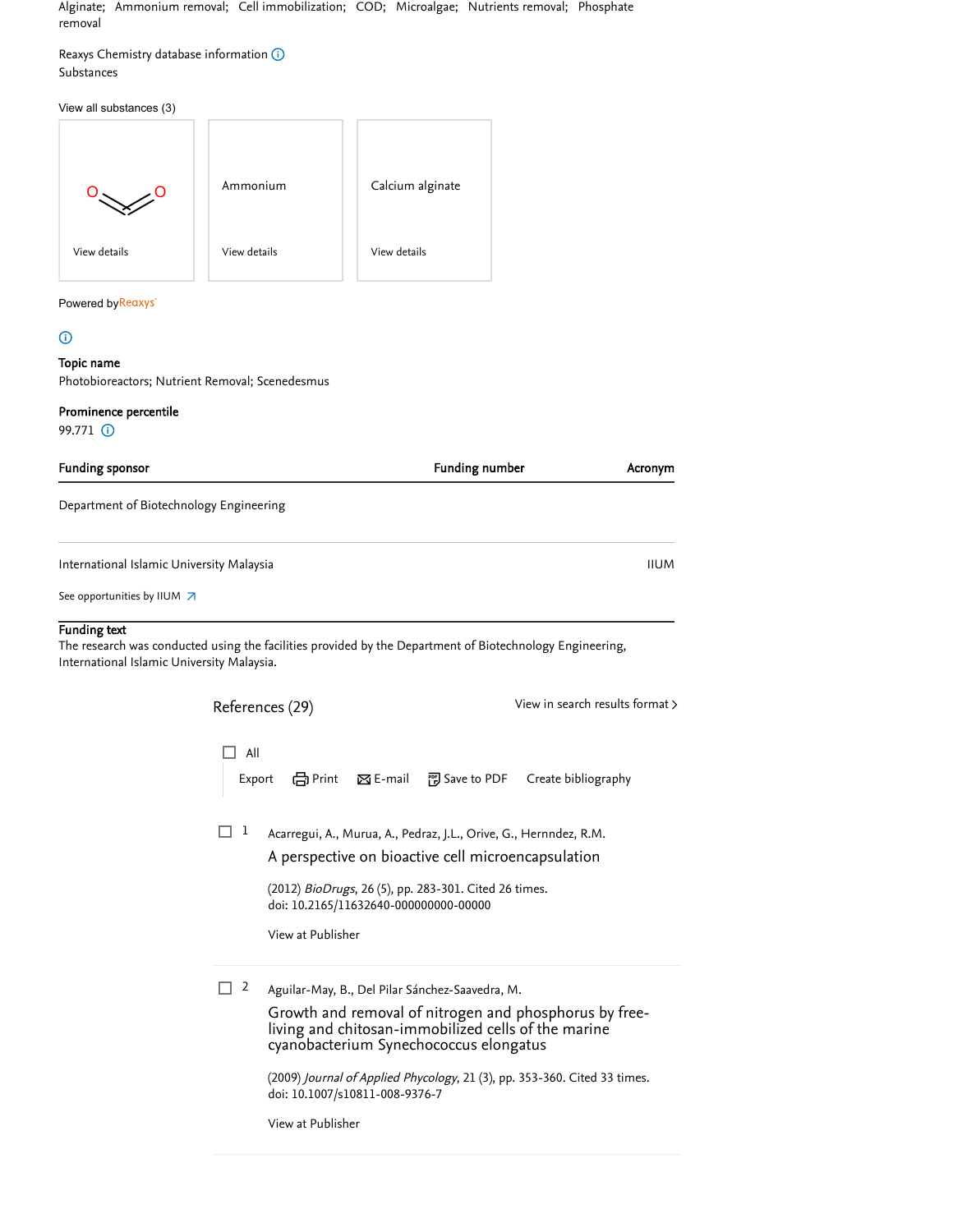Alginate; Ammonium removal; Cell immobilization; COD; Microalgae; Nutrients removal; Phosphate removal

Reaxys Chemistry database information

Substances

View all substances (3)

| $CO_2$ | Ammonium | Calcium alginate |
|---|---|---|
| View details | View details | View details |

Powered by Reaxys

**Topic name**

Photobioreactors; Nutrient Removal; Scenedesmus

**Prominence percentile**

99.771

| Funding sponsor | Funding number | Acronym |
|---|---|---|
| Department of Biotechnology Engineering | | |
| International Islamic University Malaysia | | IIUM |

See opportunities by IIUM

**Funding text**

The research was conducted using the facilities provided by the Department of Biotechnology Engineering, International Islamic University Malaysia.

## References (29)

View in search results format >

All

Export Print E-mail Save to PDF Create bibliography

1 Acarregui, A., Murua, A., Pedraz, J.L., Orive, G., Hernndez, R.M.

A perspective on bioactive cell microencapsulation

(2012) *BioDrugs*, 26 (5), pp. 283-301. Cited 26 times.
doi: 10.2165/11632640-000000000-00000

View at Publisher

2 Aguilar-May, B., Del Pilar Sánchez-Saavedra, M.

Growth and removal of nitrogen and phosphorus by free-living and chitosan-immobilized cells of the marine cyanobacterium Synechococcus elongatus

(2009) *Journal of Applied Phycology*, 21 (3), pp. 353-360. Cited 33 times.
doi: 10.1007/s10811-008-9376-7

View at Publisher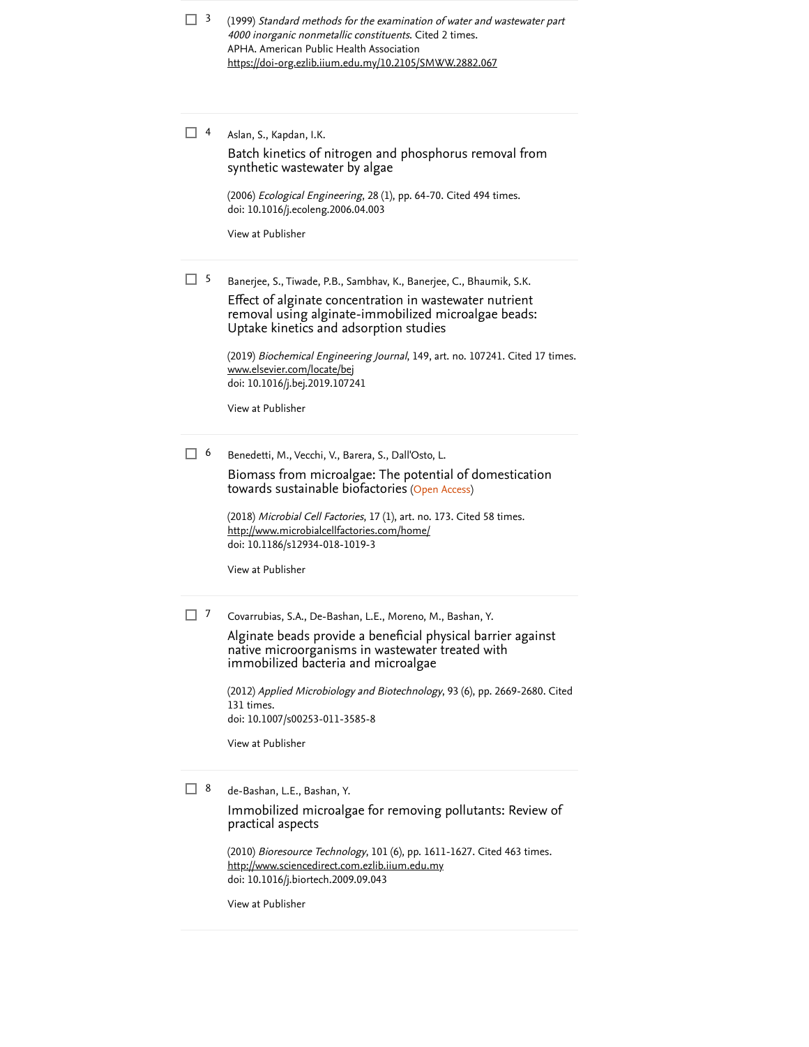3 (1999) *Standard methods for the examination of water and wastewater part 4000 inorganic nonmetallic constituents*. Cited 2 times.
APHA. American Public Health Association
https://doi-org.ezlib.iium.edu.my/10.2105/SMWW.2882.067

---

4 Aslan, S., Kapdan, I.K.

Batch kinetics of nitrogen and phosphorus removal from synthetic wastewater by algae

(2006) *Ecological Engineering*, 28 (1), pp. 64-70. Cited 494 times.
doi: 10.1016/j.ecoleng.2006.04.003

View at Publisher

---

5 Banerjee, S., Tiwade, P.B., Sambhav, K., Banerjee, C., Bhaumik, S.K.

Effect of alginate concentration in wastewater nutrient removal using alginate-immobilized microalgae beads: Uptake kinetics and adsorption studies

(2019) *Biochemical Engineering Journal*, 149, art. no. 107241. Cited 17 times.
www.elsevier.com/locate/bej
doi: 10.1016/j.bej.2019.107241

View at Publisher

---

6 Benedetti, M., Vecchi, V., Barera, S., Dall'Osto, L.

Biomass from microalgae: The potential of domestication towards sustainable biofactories (Open Access)

(2018) *Microbial Cell Factories*, 17 (1), art. no. 173. Cited 58 times.
http://www.microbialcellfactories.com/home/
doi: 10.1186/s12934-018-1019-3

View at Publisher

---

7 Covarrubias, S.A., De-Bashan, L.E., Moreno, M., Bashan, Y.

Alginate beads provide a beneficial physical barrier against native microorganisms in wastewater treated with immobilized bacteria and microalgae

(2012) *Applied Microbiology and Biotechnology*, 93 (6), pp. 2669-2680. Cited 131 times.
doi: 10.1007/s00253-011-3585-8

View at Publisher

---

8 de-Bashan, L.E., Bashan, Y.

Immobilized microalgae for removing pollutants: Review of practical aspects

(2010) *Bioresource Technology*, 101 (6), pp. 1611-1627. Cited 463 times.
http://www.sciencedirect.com.ezlib.iium.edu.my
doi: 10.1016/j.biortech.2009.09.043

View at Publisher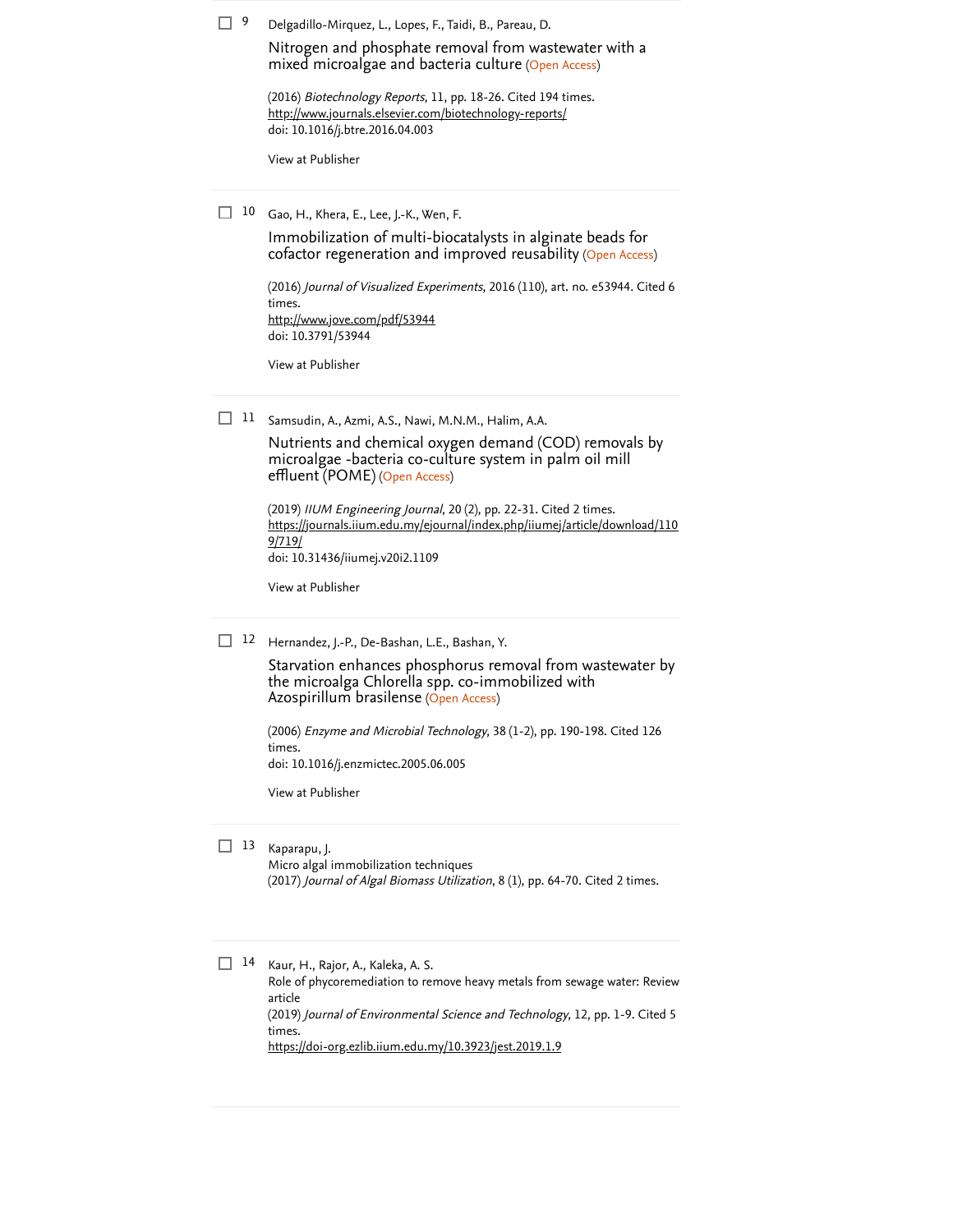9 Delgadillo-Mirquez, L., Lopes, F., Taidi, B., Pareau, D.

Nitrogen and phosphate removal from wastewater with a mixed microalgae and bacteria culture (Open Access)

(2016) *Biotechnology Reports*, 11, pp. 18-26. Cited 194 times.
http://www.journals.elsevier.com/biotechnology-reports/
doi: 10.1016/j.btre.2016.04.003

View at Publisher

10 Gao, H., Khera, E., Lee, J.-K., Wen, F.

Immobilization of multi-biocatalysts in alginate beads for cofactor regeneration and improved reusability (Open Access)

(2016) *Journal of Visualized Experiments*, 2016 (110), art. no. e53944. Cited 6 times.
http://www.jove.com/pdf/53944
doi: 10.3791/53944

View at Publisher

11 Samsudin, A., Azmi, A.S., Nawi, M.N.M., Halim, A.A.

Nutrients and chemical oxygen demand (COD) removals by microalgae -bacteria co-culture system in palm oil mill effluent (POME) (Open Access)

(2019) *IIUM Engineering Journal*, 20 (2), pp. 22-31. Cited 2 times.
https://journals.iium.edu.my/ejournal/index.php/iiumej/article/download/1109/719/
doi: 10.31436/iiumej.v20i2.1109

View at Publisher

12 Hernandez, J.-P., De-Bashan, L.E., Bashan, Y.

Starvation enhances phosphorus removal from wastewater by the microalga Chlorella spp. co-immobilized with Azospirillum brasilense (Open Access)

(2006) *Enzyme and Microbial Technology*, 38 (1-2), pp. 190-198. Cited 126 times.
doi: 10.1016/j.enzmictec.2005.06.005

View at Publisher

13 Kaparapu, J.
Micro algal immobilization techniques
(2017) *Journal of Algal Biomass Utilization*, 8 (1), pp. 64-70. Cited 2 times.

14 Kaur, H., Rajor, A., Kaleka, A. S.
Role of phycoremediation to remove heavy metals from sewage water: Review article
(2019) *Journal of Environmental Science and Technology*, 12, pp. 1-9. Cited 5 times.
https://doi-org.ezlib.iium.edu.my/10.3923/jest.2019.1.9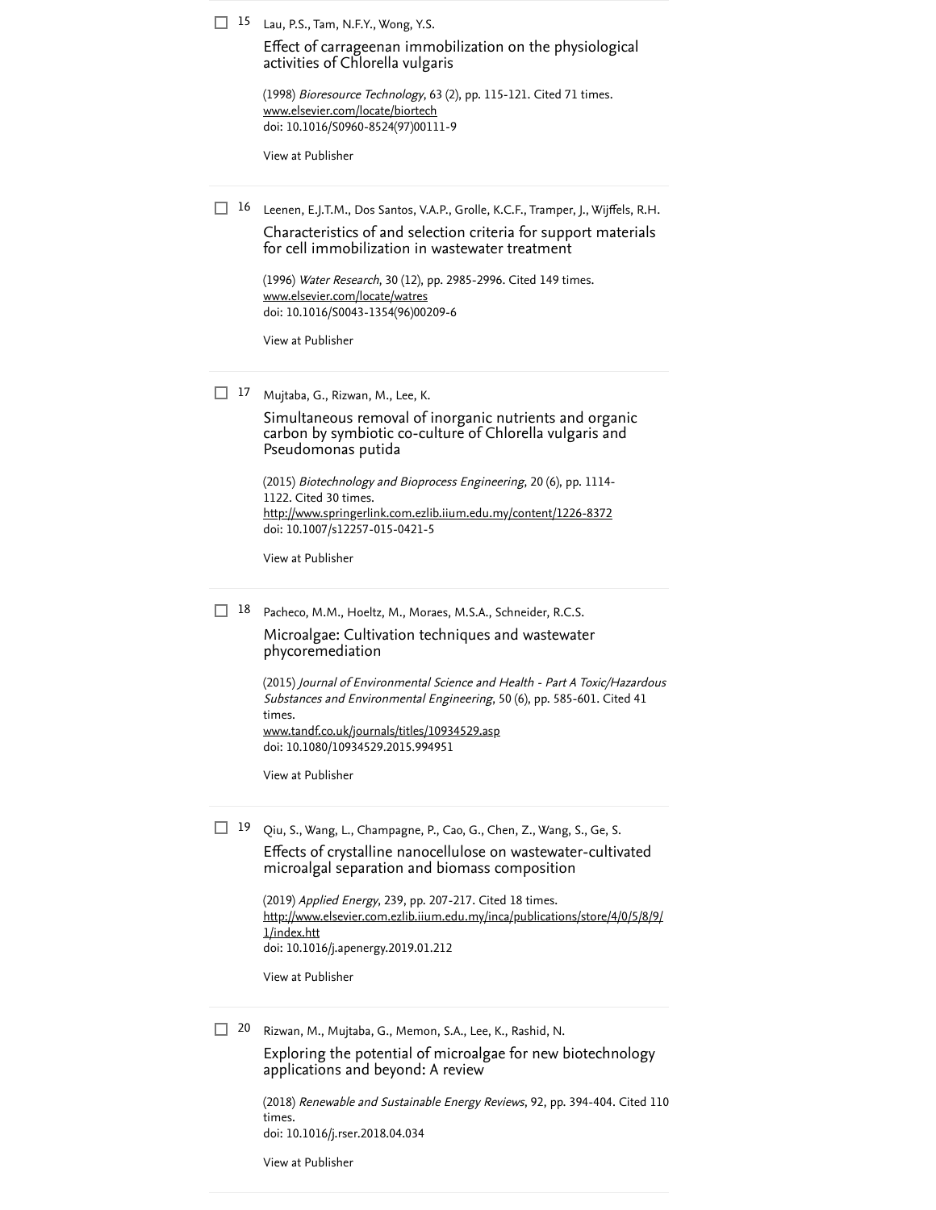☐ 15 Lau, P.S., Tam, N.F.Y., Wong, Y.S.

Effect of carrageenan immobilization on the physiological activities of Chlorella vulgaris

(1998) *Bioresource Technology*, 63 (2), pp. 115-121. Cited 71 times.
www.elsevier.com/locate/biortech
doi: 10.1016/S0960-8524(97)00111-9

View at Publisher

---

☐ 16 Leenen, E.J.T.M., Dos Santos, V.A.P., Grolle, K.C.F., Tramper, J., Wijffels, R.H.

Characteristics of and selection criteria for support materials for cell immobilization in wastewater treatment

(1996) *Water Research*, 30 (12), pp. 2985-2996. Cited 149 times.
www.elsevier.com/locate/watres
doi: 10.1016/S0043-1354(96)00209-6

View at Publisher

---

☐ 17 Mujtaba, G., Rizwan, M., Lee, K.

Simultaneous removal of inorganic nutrients and organic carbon by symbiotic co-culture of Chlorella vulgaris and Pseudomonas putida

(2015) *Biotechnology and Bioprocess Engineering*, 20 (6), pp. 1114-1122. Cited 30 times.
http://www.springerlink.com.ezlib.iium.edu.my/content/1226-8372
doi: 10.1007/s12257-015-0421-5

View at Publisher

---

☐ 18 Pacheco, M.M., Hoeltz, M., Moraes, M.S.A., Schneider, R.C.S.

Microalgae: Cultivation techniques and wastewater phycoremediation

(2015) *Journal of Environmental Science and Health - Part A Toxic/Hazardous Substances and Environmental Engineering*, 50 (6), pp. 585-601. Cited 41 times.
www.tandf.co.uk/journals/titles/10934529.asp
doi: 10.1080/10934529.2015.994951

View at Publisher

---

☐ 19 Qiu, S., Wang, L., Champagne, P., Cao, G., Chen, Z., Wang, S., Ge, S.

Effects of crystalline nanocellulose on wastewater-cultivated microalgal separation and biomass composition

(2019) *Applied Energy*, 239, pp. 207-217. Cited 18 times.
http://www.elsevier.com.ezlib.iium.edu.my/inca/publications/store/4/0/5/8/9/1/index.htt
doi: 10.1016/j.apenergy.2019.01.212

View at Publisher

---

☐ 20 Rizwan, M., Mujtaba, G., Memon, S.A., Lee, K., Rashid, N.

Exploring the potential of microalgae for new biotechnology applications and beyond: A review

(2018) *Renewable and Sustainable Energy Reviews*, 92, pp. 394-404. Cited 110 times.
doi: 10.1016/j.rser.2018.04.034

View at Publisher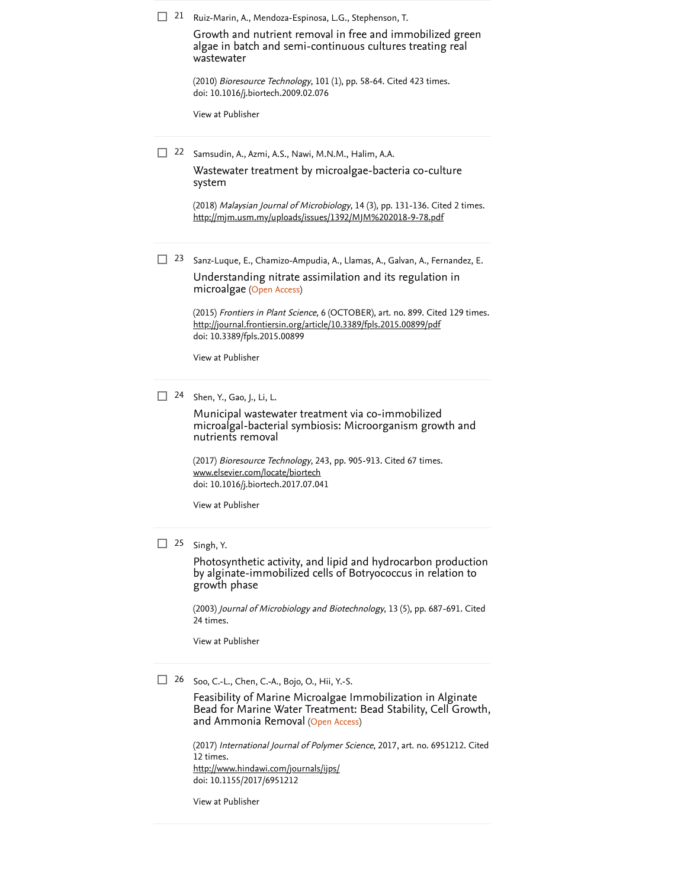21 Ruiz-Marin, A., Mendoza-Espinosa, L.G., Stephenson, T.

Growth and nutrient removal in free and immobilized green algae in batch and semi-continuous cultures treating real wastewater

(2010) *Bioresource Technology*, 101 (1), pp. 58-64. Cited 423 times.
doi: 10.1016/j.biortech.2009.02.076

View at Publisher

---

22 Samsudin, A., Azmi, A.S., Nawi, M.N.M., Halim, A.A.

Wastewater treatment by microalgae-bacteria co-culture system

(2018) *Malaysian Journal of Microbiology*, 14 (3), pp. 131-136. Cited 2 times.
http://mjm.usm.my/uploads/issues/1392/MJM%202018-9-78.pdf

---

23 Sanz-Luque, E., Chamizo-Ampudia, A., Llamas, A., Galvan, A., Fernandez, E.

Understanding nitrate assimilation and its regulation in microalgae (Open Access)

(2015) *Frontiers in Plant Science*, 6 (OCTOBER), art. no. 899. Cited 129 times.
http://journal.frontiersin.org/article/10.3389/fpls.2015.00899/pdf
doi: 10.3389/fpls.2015.00899

View at Publisher

---

24 Shen, Y., Gao, J., Li, L.

Municipal wastewater treatment via co-immobilized microalgal-bacterial symbiosis: Microorganism growth and nutrients removal

(2017) *Bioresource Technology*, 243, pp. 905-913. Cited 67 times.
www.elsevier.com/locate/biortech
doi: 10.1016/j.biortech.2017.07.041

View at Publisher

---

25 Singh, Y.

Photosynthetic activity, and lipid and hydrocarbon production by alginate-immobilized cells of Botryococcus in relation to growth phase

(2003) *Journal of Microbiology and Biotechnology*, 13 (5), pp. 687-691. Cited 24 times.

View at Publisher

---

26 Soo, C.-L., Chen, C.-A., Bojo, O., Hii, Y.-S.

Feasibility of Marine Microalgae Immobilization in Alginate Bead for Marine Water Treatment: Bead Stability, Cell Growth, and Ammonia Removal (Open Access)

(2017) *International Journal of Polymer Science*, 2017, art. no. 6951212. Cited 12 times.
http://www.hindawi.com/journals/ijps/
doi: 10.1155/2017/6951212

View at Publisher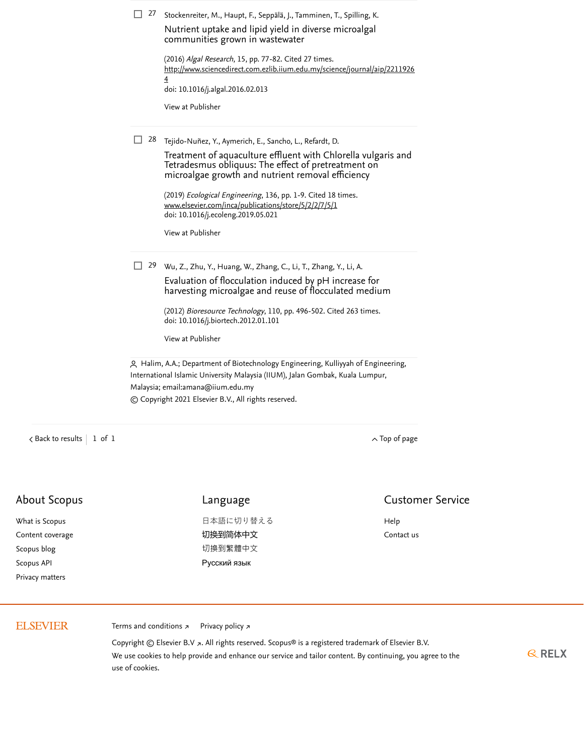27 Stockenreiter, M., Haupt, F., Seppälä, J., Tamminen, T., Spilling, K.

Nutrient uptake and lipid yield in diverse microalgal communities grown in wastewater

(2016) *Algal Research*, 15, pp. 77-82. Cited 27 times.
http://www.sciencedirect.com.ezlib.iium.edu.my/science/journal/aip/22119264
doi: 10.1016/j.algal.2016.02.013

View at Publisher

28 Tejido-Nuñez, Y., Aymerich, E., Sancho, L., Refardt, D.

Treatment of aquaculture effluent with Chlorella vulgaris and Tetradesmus obliquus: The effect of pretreatment on microalgae growth and nutrient removal efficiency

(2019) *Ecological Engineering*, 136, pp. 1-9. Cited 18 times.
www.elsevier.com/inca/publications/store/5/2/2/7/5/1
doi: 10.1016/j.ecoleng.2019.05.021

View at Publisher

29 Wu, Z., Zhu, Y., Huang, W., Zhang, C., Li, T., Zhang, Y., Li, A.

Evaluation of flocculation induced by pH increase for harvesting microalgae and reuse of flocculated medium

(2012) *Bioresource Technology*, 110, pp. 496-502. Cited 263 times.
doi: 10.1016/j.biortech.2012.01.101

View at Publisher

Halim, A.A.; Department of Biotechnology Engineering, Kulliyyah of Engineering, International Islamic University Malaysia (IIUM), Jalan Gombak, Kuala Lumpur, Malaysia; email:amana@iium.edu.my

© Copyright 2021 Elsevier B.V., All rights reserved.

Back to results | 1 of 1 Top of page

## About Scopus

What is Scopus
Content coverage
Scopus blog
Scopus API
Privacy matters

## Language

日本語に切り替える
切换到简体中文
切換到繁體中文
Русский язык

## Customer Service

Help
Contact us

ELSEVIER

Terms and conditions ↗ Privacy policy ↗

Copyright © Elsevier B.V ↗. All rights reserved. Scopus® is a registered trademark of Elsevier B.V.
We use cookies to help provide and enhance our service and tailor content. By continuing, you agree to the use of cookies.

RELX